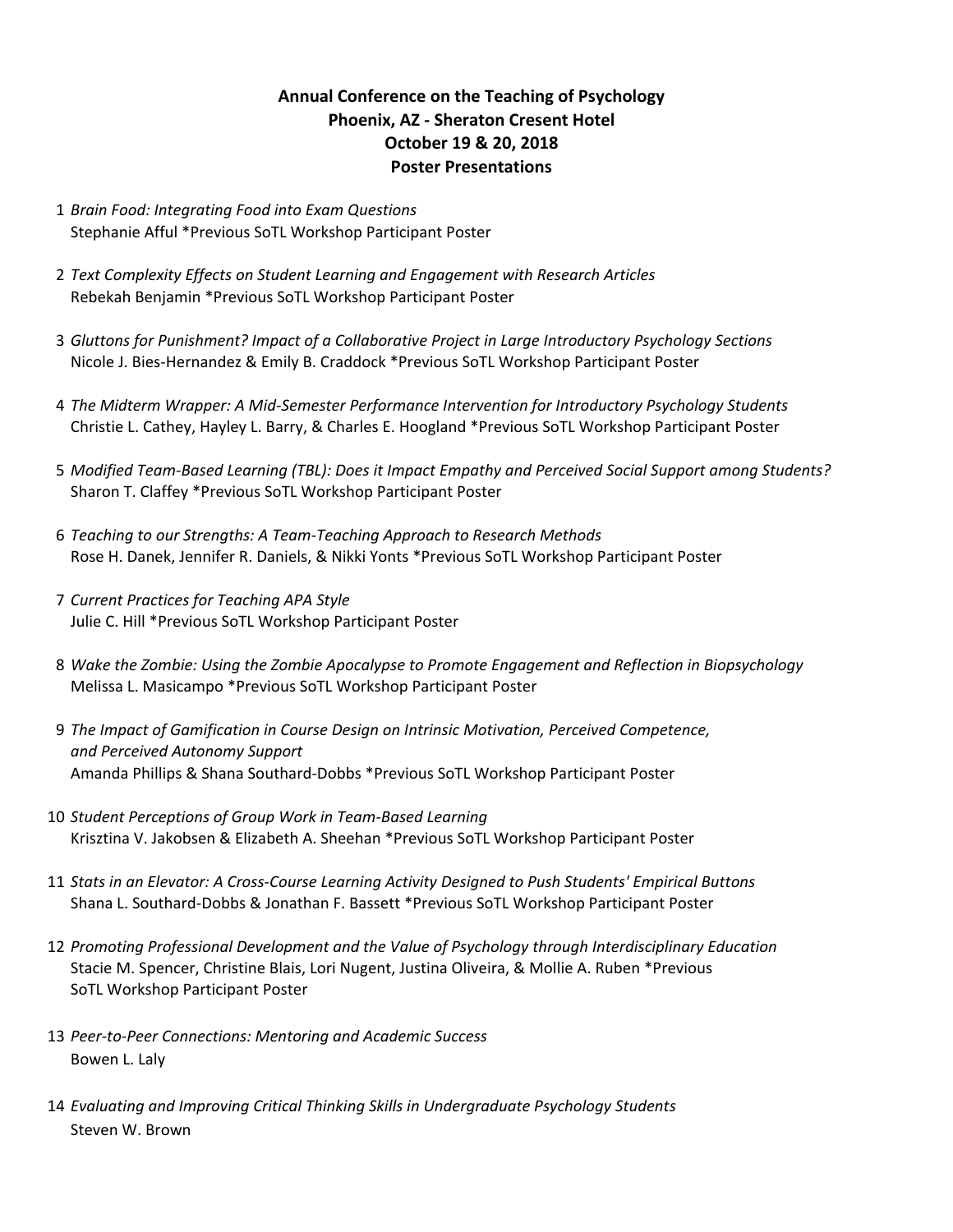# Annual Conference on the Teaching of Psychology
## Phoenix, AZ - Sheraton Cresent Hotel
## October 19 & 20, 2018
## Poster Presentations

1. *Brain Food: Integrating Food into Exam Questions*
   Stephanie Afful *Previous SoTL Workshop Participant Poster

2. *Text Complexity Effects on Student Learning and Engagement with Research Articles*
   Rebekah Benjamin *Previous SoTL Workshop Participant Poster

3. *Gluttons for Punishment? Impact of a Collaborative Project in Large Introductory Psychology Sections*
   Nicole J. Bies-Hernandez & Emily B. Craddock *Previous SoTL Workshop Participant Poster

4. *The Midterm Wrapper: A Mid-Semester Performance Intervention for Introductory Psychology Students*
   Christie L. Cathey, Hayley L. Barry, & Charles E. Hoogland *Previous SoTL Workshop Participant Poster

5. *Modified Team-Based Learning (TBL): Does it Impact Empathy and Perceived Social Support among Students?*
   Sharon T. Claffey *Previous SoTL Workshop Participant Poster

6. *Teaching to our Strengths: A Team-Teaching Approach to Research Methods*
   Rose H. Danek, Jennifer R. Daniels, & Nikki Yonts *Previous SoTL Workshop Participant Poster

7. *Current Practices for Teaching APA Style*
   Julie C. Hill *Previous SoTL Workshop Participant Poster

8. *Wake the Zombie: Using the Zombie Apocalypse to Promote Engagement and Reflection in Biopsychology*
   Melissa L. Masicampo *Previous SoTL Workshop Participant Poster

9. *The Impact of Gamification in Course Design on Intrinsic Motivation, Perceived Competence, and Perceived Autonomy Support*
   Amanda Phillips & Shana Southard-Dobbs *Previous SoTL Workshop Participant Poster

10. *Student Perceptions of Group Work in Team-Based Learning*
    Krisztina V. Jakobsen & Elizabeth A. Sheehan *Previous SoTL Workshop Participant Poster

11. *Stats in an Elevator: A Cross-Course Learning Activity Designed to Push Students' Empirical Buttons*
    Shana L. Southard-Dobbs & Jonathan F. Bassett *Previous SoTL Workshop Participant Poster

12. *Promoting Professional Development and the Value of Psychology through Interdisciplinary Education*
    Stacie M. Spencer, Christine Blais, Lori Nugent, Justina Oliveira, & Mollie A. Ruben *Previous SoTL Workshop Participant Poster

13. *Peer-to-Peer Connections: Mentoring and Academic Success*
    Bowen L. Laly

14. *Evaluating and Improving Critical Thinking Skills in Undergraduate Psychology Students*
    Steven W. Brown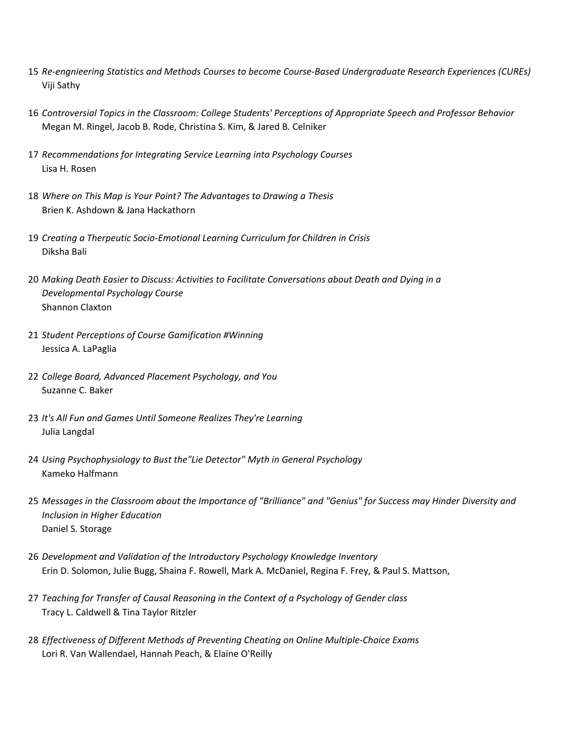15 *Re-engnieering Statistics and Methods Courses to become Course-Based Undergraduate Research Experiences (CUREs)*
Viji Sathy

16 *Controversial Topics in the Classroom: College Students' Perceptions of Appropriate Speech and Professor Behavior*
Megan M. Ringel, Jacob B. Rode, Christina S. Kim, & Jared B. Celniker

17 *Recommendations for Integrating Service Learning into Psychology Courses*
Lisa H. Rosen

18 *Where on This Map is Your Point? The Advantages to Drawing a Thesis*
Brien K. Ashdown & Jana Hackathorn

19 *Creating a Therpeutic Socio-Emotional Learning Curriculum for Children in Crisis*
Diksha Bali

20 *Making Death Easier to Discuss: Activities to Facilitate Conversations about Death and Dying in a Developmental Psychology Course*
Shannon Claxton

21 *Student Perceptions of Course Gamification #Winning*
Jessica A. LaPaglia

22 *College Board, Advanced Placement Psychology, and You*
Suzanne C. Baker

23 *It's All Fun and Games Until Someone Realizes They're Learning*
Julia Langdal

24 *Using Psychophysiology to Bust the"Lie Detector" Myth in General Psychology*
Kameko Halfmann

25 *Messages in the Classroom about the Importance of "Brilliance" and "Genius" for Success may Hinder Diversity and Inclusion in Higher Education*
Daniel S. Storage

26 *Development and Validation of the Introductory Psychology Knowledge Inventory*
Erin D. Solomon, Julie Bugg, Shaina F. Rowell, Mark A. McDaniel, Regina F. Frey, & Paul S. Mattson,

27 *Teaching for Transfer of Causal Reasoning in the Context of a Psychology of Gender class*
Tracy L. Caldwell & Tina Taylor Ritzler

28 *Effectiveness of Different Methods of Preventing Cheating on Online Multiple-Choice Exams*
Lori R. Van Wallendael, Hannah Peach, & Elaine O'Reilly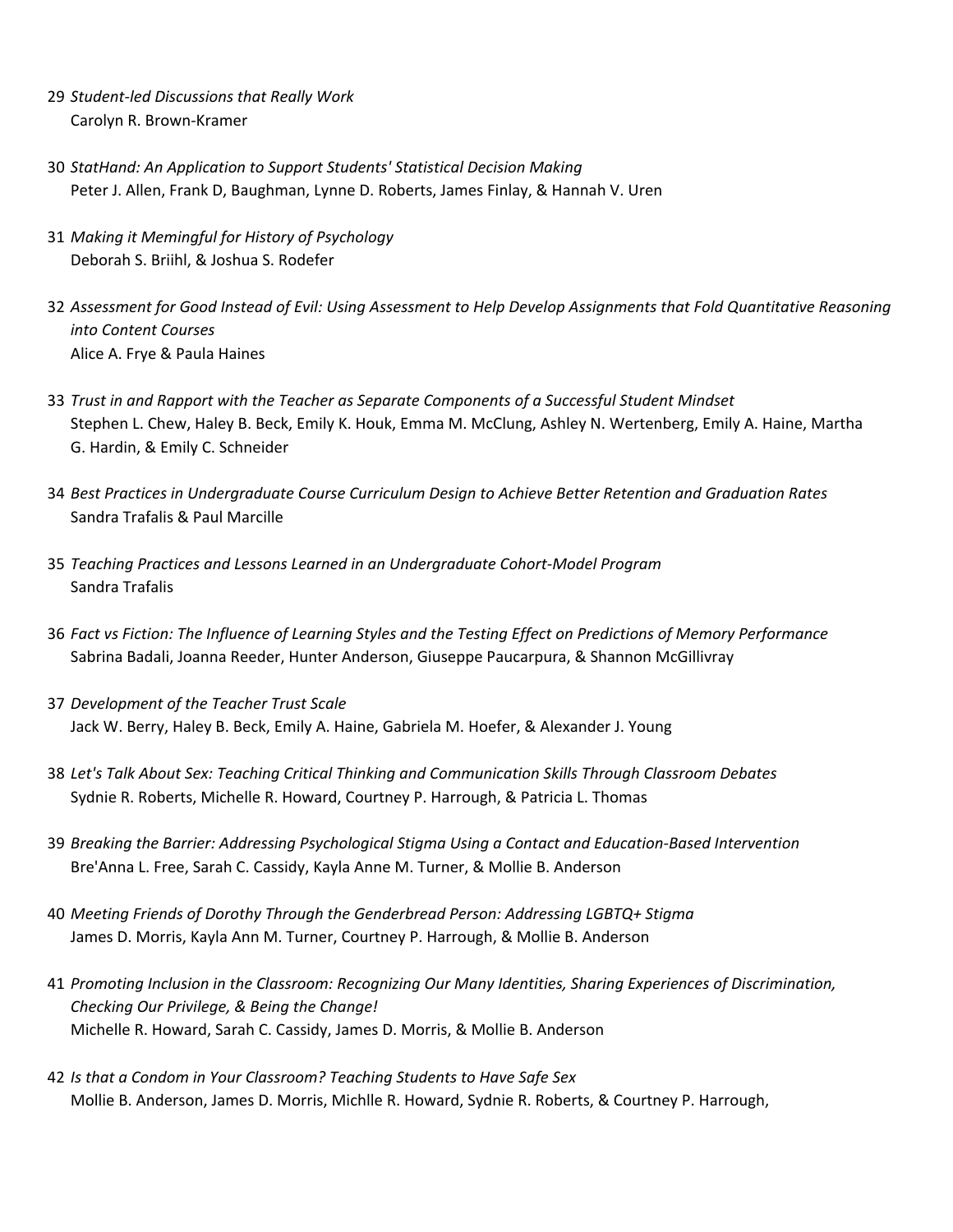29 *Student-led Discussions that Really Work*
Carolyn R. Brown-Kramer

30 *StatHand: An Application to Support Students' Statistical Decision Making*
Peter J. Allen, Frank D, Baughman, Lynne D. Roberts, James Finlay, & Hannah V. Uren

31 *Making it Memingful for History of Psychology*
Deborah S. Briihl, & Joshua S. Rodefer

32 *Assessment for Good Instead of Evil: Using Assessment to Help Develop Assignments that Fold Quantitative Reasoning into Content Courses*
Alice A. Frye & Paula Haines

33 *Trust in and Rapport with the Teacher as Separate Components of a Successful Student Mindset*
Stephen L. Chew, Haley B. Beck, Emily K. Houk, Emma M. McClung, Ashley N. Wertenberg, Emily A. Haine, Martha G. Hardin, & Emily C. Schneider

34 *Best Practices in Undergraduate Course Curriculum Design to Achieve Better Retention and Graduation Rates*
Sandra Trafalis & Paul Marcille

35 *Teaching Practices and Lessons Learned in an Undergraduate Cohort-Model Program*
Sandra Trafalis

36 *Fact vs Fiction: The Influence of Learning Styles and the Testing Effect on Predictions of Memory Performance*
Sabrina Badali, Joanna Reeder, Hunter Anderson, Giuseppe Paucarpura, & Shannon McGillivray

37 *Development of the Teacher Trust Scale*
Jack W. Berry, Haley B. Beck, Emily A. Haine, Gabriela M. Hoefer, & Alexander J. Young

38 *Let's Talk About Sex: Teaching Critical Thinking and Communication Skills Through Classroom Debates*
Sydnie R. Roberts, Michelle R. Howard, Courtney P. Harrough, & Patricia L. Thomas

39 *Breaking the Barrier: Addressing Psychological Stigma Using a Contact and Education-Based Intervention*
Bre'Anna L. Free, Sarah C. Cassidy, Kayla Anne M. Turner, & Mollie B. Anderson

40 *Meeting Friends of Dorothy Through the Genderbread Person: Addressing LGBTQ+ Stigma*
James D. Morris, Kayla Ann M. Turner, Courtney P. Harrough, & Mollie B. Anderson

41 *Promoting Inclusion in the Classroom: Recognizing Our Many Identities, Sharing Experiences of Discrimination, Checking Our Privilege, & Being the Change!*
Michelle R. Howard, Sarah C. Cassidy, James D. Morris, & Mollie B. Anderson

42 *Is that a Condom in Your Classroom? Teaching Students to Have Safe Sex*
Mollie B. Anderson, James D. Morris, Michlle R. Howard, Sydnie R. Roberts, & Courtney P. Harrough,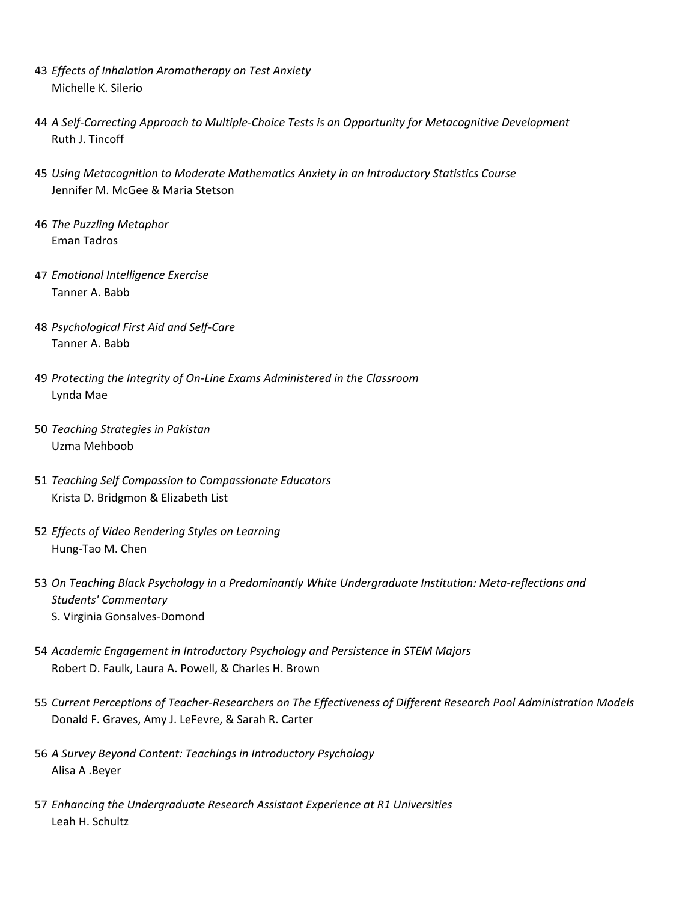43 *Effects of Inhalation Aromatherapy on Test Anxiety*
Michelle K. Silerio

44 *A Self-Correcting Approach to Multiple-Choice Tests is an Opportunity for Metacognitive Development*
Ruth J. Tincoff

45 *Using Metacognition to Moderate Mathematics Anxiety in an Introductory Statistics Course*
Jennifer M. McGee & Maria Stetson

46 *The Puzzling Metaphor*
Eman Tadros

47 *Emotional Intelligence Exercise*
Tanner A. Babb

48 *Psychological First Aid and Self-Care*
Tanner A. Babb

49 *Protecting the Integrity of On-Line Exams Administered in the Classroom*
Lynda Mae

50 *Teaching Strategies in Pakistan*
Uzma Mehboob

51 *Teaching Self Compassion to Compassionate Educators*
Krista D. Bridgmon & Elizabeth List

52 *Effects of Video Rendering Styles on Learning*
Hung-Tao M. Chen

53 *On Teaching Black Psychology in a Predominantly White Undergraduate Institution: Meta-reflections and Students' Commentary*
S. Virginia Gonsalves-Domond

54 *Academic Engagement in Introductory Psychology and Persistence in STEM Majors*
Robert D. Faulk, Laura A. Powell, & Charles H. Brown

55 *Current Perceptions of Teacher-Researchers on The Effectiveness of Different Research Pool Administration Models*
Donald F. Graves, Amy J. LeFevre, & Sarah R. Carter

56 *A Survey Beyond Content: Teachings in Introductory Psychology*
Alisa A .Beyer

57 *Enhancing the Undergraduate Research Assistant Experience at R1 Universities*
Leah H. Schultz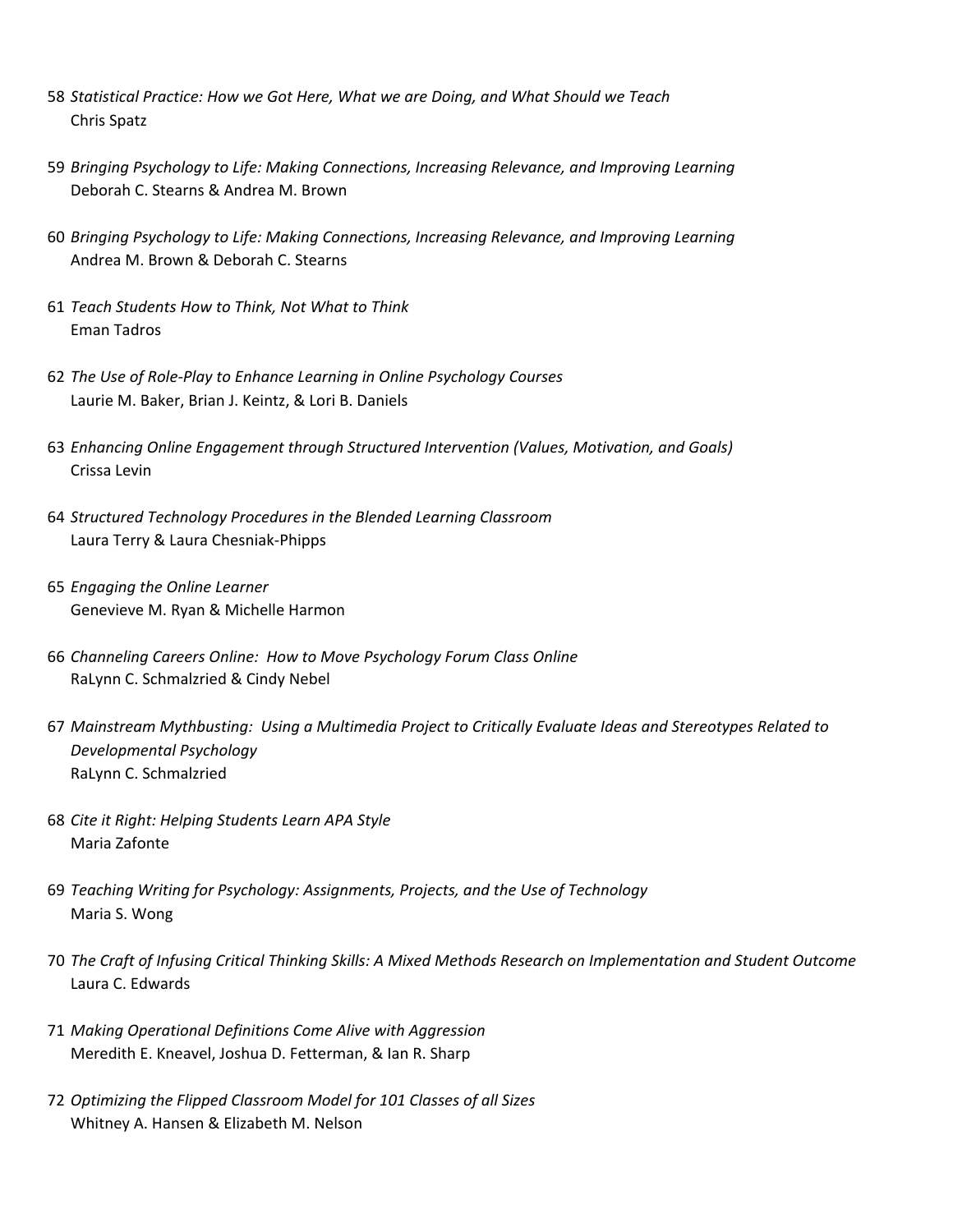58 *Statistical Practice: How we Got Here, What we are Doing, and What Should we Teach*
Chris Spatz

59 *Bringing Psychology to Life: Making Connections, Increasing Relevance, and Improving Learning*
Deborah C. Stearns & Andrea M. Brown

60 *Bringing Psychology to Life: Making Connections, Increasing Relevance, and Improving Learning*
Andrea M. Brown & Deborah C. Stearns

61 *Teach Students How to Think, Not What to Think*
Eman Tadros

62 *The Use of Role-Play to Enhance Learning in Online Psychology Courses*
Laurie M. Baker, Brian J. Keintz, & Lori B. Daniels

63 *Enhancing Online Engagement through Structured Intervention (Values, Motivation, and Goals)*
Crissa Levin

64 *Structured Technology Procedures in the Blended Learning Classroom*
Laura Terry & Laura Chesniak-Phipps

65 *Engaging the Online Learner*
Genevieve M. Ryan & Michelle Harmon

66 *Channeling Careers Online:  How to Move Psychology Forum Class Online*
RaLynn C. Schmalzried & Cindy Nebel

67 *Mainstream Mythbusting:  Using a Multimedia Project to Critically Evaluate Ideas and Stereotypes Related to Developmental Psychology*
RaLynn C. Schmalzried

68 *Cite it Right: Helping Students Learn APA Style*
Maria Zafonte

69 *Teaching Writing for Psychology: Assignments, Projects, and the Use of Technology*
Maria S. Wong

70 *The Craft of Infusing Critical Thinking Skills: A Mixed Methods Research on Implementation and Student Outcome*
Laura C. Edwards

71 *Making Operational Definitions Come Alive with Aggression*
Meredith E. Kneavel, Joshua D. Fetterman, & Ian R. Sharp

72 *Optimizing the Flipped Classroom Model for 101 Classes of all Sizes*
Whitney A. Hansen & Elizabeth M. Nelson